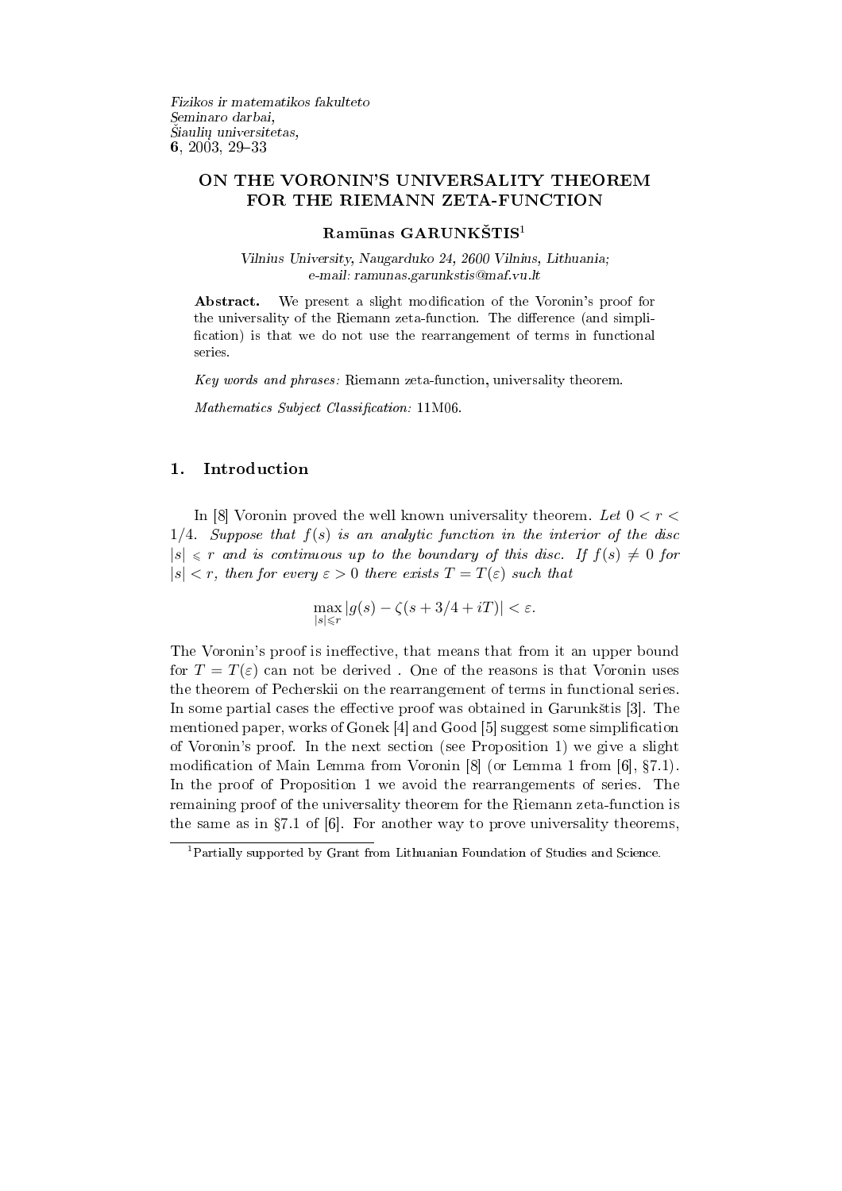*Fizikos ir matematikos fakulteto*
*Seminaro darbai,*
*Šiaulių universitetas,*
**6**, 2003, 29–33

# ON THE VORONIN'S UNIVERSALITY THEOREM FOR THE RIEMANN ZETA-FUNCTION

**Ramūnas GARUNKŠTIS**[1]

*Vilnius University, Naugarduko 24, 2600 Vilnius, Lithuania;*
*e-mail: ramunas.garunkstis@maf.vu.lt*

**Abstract.** We present a slight modification of the Voronin's proof for the universality of the Riemann zeta-function. The difference (and simplification) is that we do not use the rearrangement of terms in functional series.

*Key words and phrases:* Riemann zeta-function, universality theorem.

*Mathematics Subject Classification:* 11M06.

## 1. Introduction

In [8] Voronin proved the well known universality theorem. *Let* $0 < r < 1/4$. *Suppose that* $f(s)$ *is an analytic function in the interior of the disc* $|s| \leqslant r$ *and is continuous up to the boundary of this disc. If* $f(s) \neq 0$ *for* $|s| < r$, *then for every* $\varepsilon > 0$ *there exists* $T = T(\varepsilon)$ *such that*

$$\max_{|s| \leqslant r} |g(s) - \zeta(s + 3/4 + iT)| < \varepsilon.$$

The Voronin's proof is ineffective, that means that from it an upper bound for $T = T(\varepsilon)$ can not be derived . One of the reasons is that Voronin uses the theorem of Pecherskii on the rearrangement of terms in functional series. In some partial cases the effective proof was obtained in Garunkštis [3]. The mentioned paper, works of Gonek [4] and Good [5] suggest some simplification of Voronin's proof. In the next section (see Proposition 1) we give a slight modification of Main Lemma from Voronin [8] (or Lemma 1 from [6], §7.1). In the proof of Proposition 1 we avoid the rearrangements of series. The remaining proof of the universality theorem for the Riemann zeta-function is the same as in §7.1 of [6]. For another way to prove universality theorems,

[1] Partially supported by Grant from Lithuanian Foundation of Studies and Science.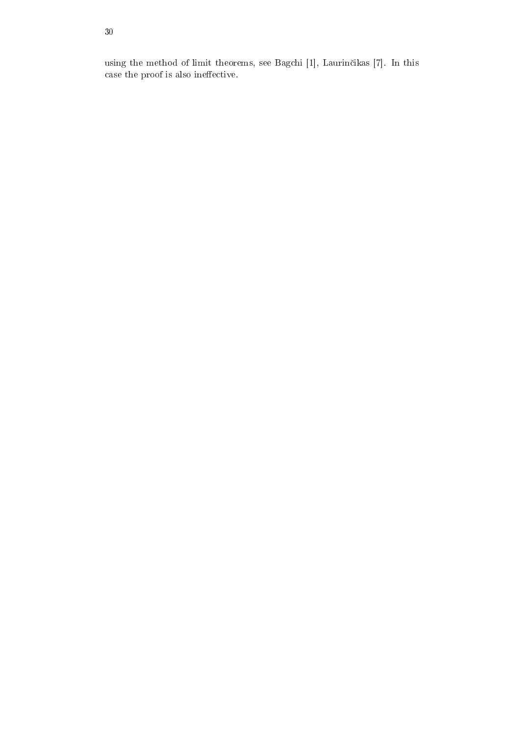using the method of limit theorems, see Bagchi [1], Laurinčikas [7]. In this case the proof is also ineffective.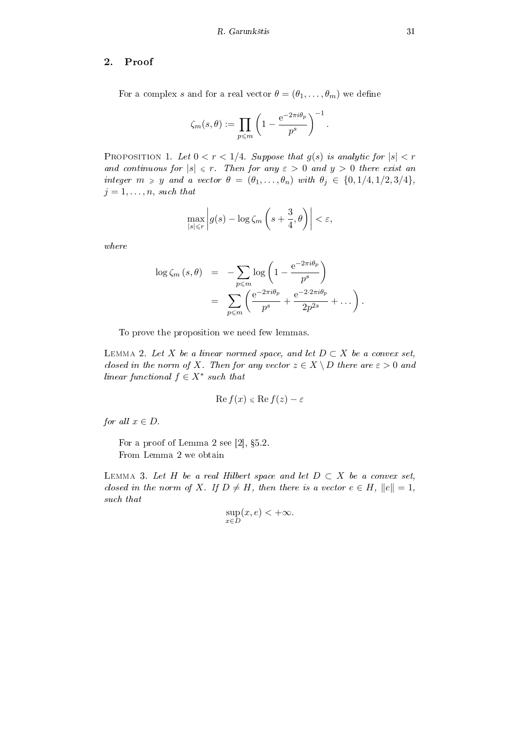## 2. Proof

For a complex $s$ and for a real vector $\theta = (\theta_1, \dots, \theta_m)$ we define

$$\zeta_m(s, \theta) := \prod_{p \leqslant m} \left(1 - \frac{\mathrm{e}^{-2\pi i \theta_p}}{p^s}\right)^{-1}.$$

Proposition 1. *Let $0 < r < 1/4$. Suppose that $g(s)$ is analytic for $|s| < r$ and continuous for $|s| \leqslant r$. Then for any $\varepsilon > 0$ and $y > 0$ there exist an integer $m \geqslant y$ and a vector $\theta = (\theta_1, \dots, \theta_n)$ with $\theta_j \in \{0, 1/4, 1/2, 3/4\}$, $j = 1, \dots, n$, such that*

$$\max_{|s| \leqslant r} \left| g(s) - \log \zeta_m\left(s + \frac{3}{4}, \theta\right) \right| < \varepsilon,$$

*where*

$$\begin{aligned} \log \zeta_m(s, \theta) &= -\sum_{p \leqslant m} \log\left(1 - \frac{\mathrm{e}^{-2\pi i \theta_p}}{p^s}\right) \\ &= \sum_{p \leqslant m} \left(\frac{\mathrm{e}^{-2\pi i \theta_p}}{p^s} + \frac{\mathrm{e}^{-2 \cdot 2\pi i \theta_p}}{2p^{2s}} + \dots\right). \end{aligned}$$

To prove the proposition we need few lemmas.

Lemma 2. *Let $X$ be a linear normed space, and let $D \subset X$ be a convex set, closed in the norm of $X$. Then for any vector $z \in X \setminus D$ there are $\varepsilon > 0$ and linear functional $f \in X^*$ such that*

$$\operatorname{Re} f(x) \leqslant \operatorname{Re} f(z) - \varepsilon$$

*for all $x \in D$.*

For a proof of Lemma 2 see [2], §5.2.

From Lemma 2 we obtain

Lemma 3. *Let $H$ be a real Hilbert space and let $D \subset X$ be a convex set, closed in the norm of $X$. If $D \neq H$, then there is a vector $e \in H$, $\|e\| = 1$, such that*

$$\sup_{x \in D} (x, e) < +\infty.$$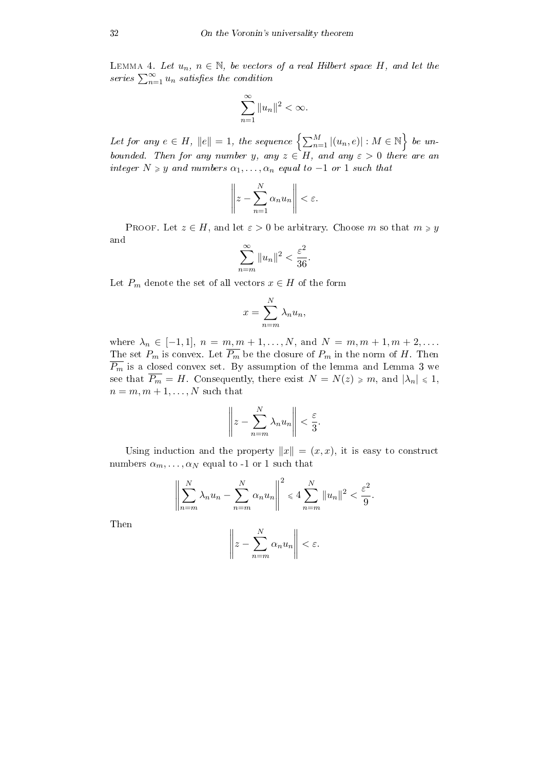LEMMA 4. *Let $u_n$, $n \in \mathbb{N}$, be vectors of a real Hilbert space $H$, and let the series $\sum_{n=1}^{\infty} u_n$ satisfies the condition*

$$\sum_{n=1}^{\infty} \|u_n\|^2 < \infty.$$

*Let for any $e \in H$, $\|e\| = 1$, the sequence $\left\{ \sum_{n=1}^{M} |(u_n, e)| : M \in \mathbb{N} \right\}$ be unbounded. Then for any number $y$, any $z \in H$, and any $\varepsilon > 0$ there are an integer $N \geqslant y$ and numbers $\alpha_1, \ldots, \alpha_n$ equal to $-1$ or $1$ such that*

$$\left\| z - \sum_{n=1}^{N} \alpha_n u_n \right\| < \varepsilon.$$

PROOF. Let $z \in H$, and let $\varepsilon > 0$ be arbitrary. Choose $m$ so that $m \geqslant y$ and

$$\sum_{n=m}^{\infty} \|u_n\|^2 < \frac{\varepsilon^2}{36}.$$

Let $P_m$ denote the set of all vectors $x \in H$ of the form

$$x = \sum_{n=m}^{N} \lambda_n u_n,$$

where $\lambda_n \in [-1, 1]$, $n = m, m+1, \ldots, N$, and $N = m, m+1, m+2, \ldots$. The set $P_m$ is convex. Let $\overline{P_m}$ be the closure of $P_m$ in the norm of $H$. Then $\overline{P_m}$ is a closed convex set. By assumption of the lemma and Lemma 3 we see that $\overline{P_m} = H$. Consequently, there exist $N = N(z) \geqslant m$, and $|\lambda_n| \leqslant 1$, $n = m, m+1, \ldots, N$ such that

$$\left\| z - \sum_{n=m}^{N} \lambda_n u_n \right\| < \frac{\varepsilon}{3}.$$

Using induction and the property $\|x\| = (x, x)$, it is easy to construct numbers $\alpha_m, \ldots, \alpha_N$ equal to -1 or 1 such that

$$\left\| \sum_{n=m}^{N} \lambda_n u_n - \sum_{n=m}^{N} \alpha_n u_n \right\|^2 \leqslant 4 \sum_{n=m}^{N} \|u_n\|^2 < \frac{\varepsilon^2}{9}.$$

Then

$$\left\| z - \sum_{n=m}^{N} \alpha_n u_n \right\| < \varepsilon.$$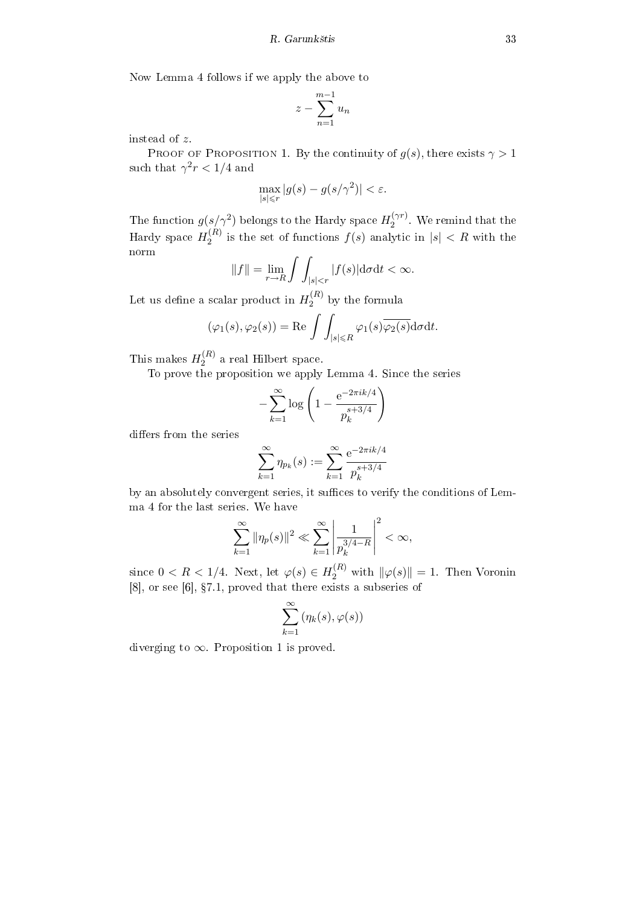Now Lemma 4 follows if we apply the above to

$$z - \sum_{n=1}^{m-1} u_n$$

instead of $z$.

Proof of Proposition 1. By the continuity of $g(s)$, there exists $\gamma > 1$ such that $\gamma^2 r < 1/4$ and

$$\max_{|s| \leqslant r} |g(s) - g(s/\gamma^2)| < \varepsilon.$$

The function $g(s/\gamma^2)$ belongs to the Hardy space $H_2^{(\gamma r)}$. We remind that the Hardy space $H_2^{(R)}$ is the set of functions $f(s)$ analytic in $|s| < R$ with the norm

$$\|f\| = \lim_{r \to R} \int\int_{|s|<r} |f(s)| \mathrm{d}\sigma \mathrm{d}t < \infty.$$

Let us define a scalar product in $H_2^{(R)}$ by the formula

$$(\varphi_1(s), \varphi_2(s)) = \mathrm{Re} \int\int_{|s| \leqslant R} \varphi_1(s)\overline{\varphi_2(s)} \mathrm{d}\sigma \mathrm{d}t.$$

This makes $H_2^{(R)}$ a real Hilbert space.

To prove the proposition we apply Lemma 4. Since the series

$$-\sum_{k=1}^{\infty} \log\left(1 - \frac{\mathrm{e}^{-2\pi i k/4}}{p_k^{s+3/4}}\right)$$

differs from the series

$$\sum_{k=1}^{\infty} \eta_{p_k}(s) := \sum_{k=1}^{\infty} \frac{\mathrm{e}^{-2\pi i k/4}}{p_k^{s+3/4}}$$

by an absolutely convergent series, it suffices to verify the conditions of Lemma 4 for the last series. We have

$$\sum_{k=1}^{\infty} \|\eta_p(s)\|^2 \ll \sum_{k=1}^{\infty} \left|\frac{1}{p_k^{3/4-R}}\right|^2 < \infty,$$

since $0 < R < 1/4$. Next, let $\varphi(s) \in H_2^{(R)}$ with $\|\varphi(s)\| = 1$. Then Voronin [8], or see [6], §7.1, proved that there exists a subseries of

$$\sum_{k=1}^{\infty} (\eta_k(s), \varphi(s))$$

diverging to $\infty$. Proposition 1 is proved.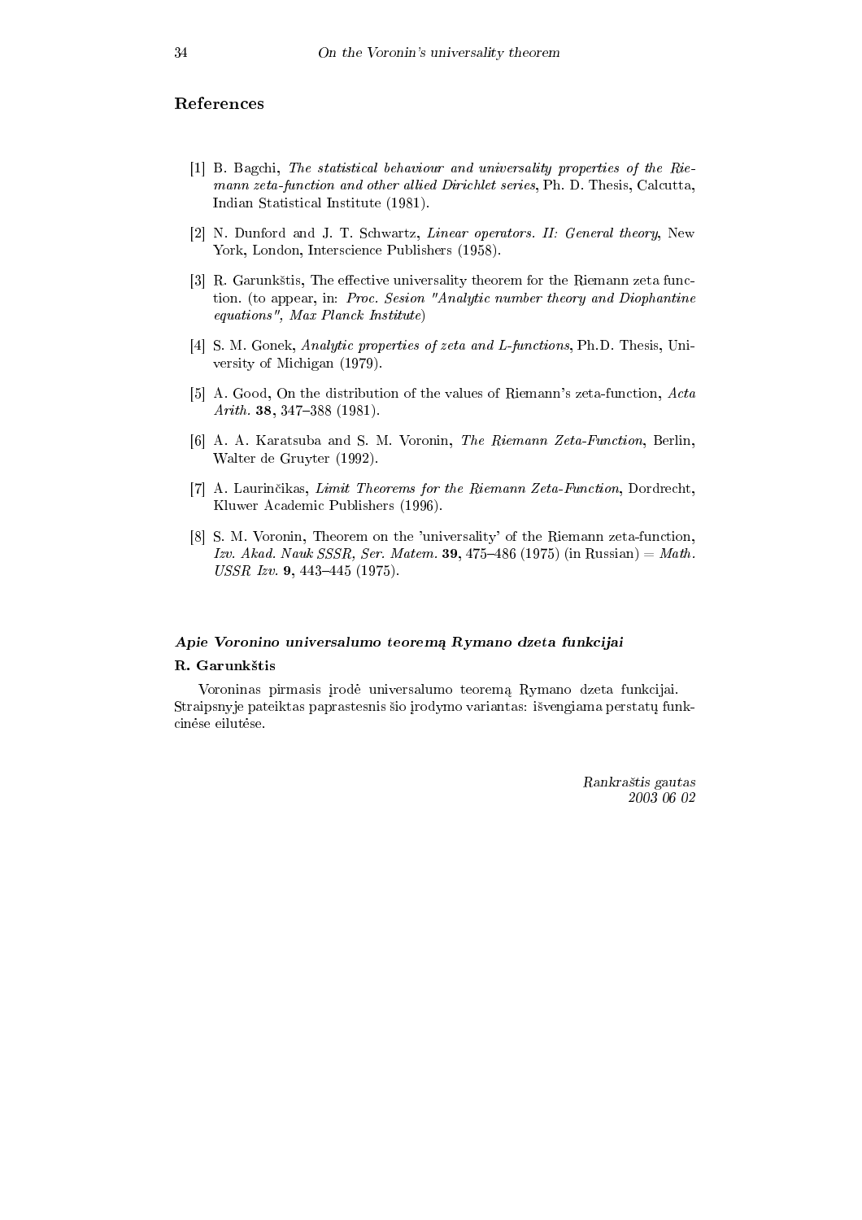## References

[1] B. Bagchi, *The statistical behaviour and universality properties of the Riemann zeta-function and other allied Dirichlet series*, Ph. D. Thesis, Calcutta, Indian Statistical Institute (1981).

[2] N. Dunford and J. T. Schwartz, *Linear operators. II: General theory*, New York, London, Interscience Publishers (1958).

[3] R. Garunkštis, The effective universality theorem for the Riemann zeta function. (to appear, in: *Proc. Sesion "Analytic number theory and Diophantine equations", Max Planck Institute*)

[4] S. M. Gonek, *Analytic properties of zeta and L-functions*, Ph.D. Thesis, University of Michigan (1979).

[5] A. Good, On the distribution of the values of Riemann's zeta-function, *Acta Arith.* **38**, 347–388 (1981).

[6] A. A. Karatsuba and S. M. Voronin, *The Riemann Zeta-Function*, Berlin, Walter de Gruyter (1992).

[7] A. Laurinčikas, *Limit Theorems for the Riemann Zeta-Function*, Dordrecht, Kluwer Academic Publishers (1996).

[8] S. M. Voronin, Theorem on the 'universality' of the Riemann zeta-function, *Izv. Akad. Nauk SSSR, Ser. Matem.* **39**, 475–486 (1975) (in Russian) = *Math. USSR Izv.* **9**, 443–445 (1975).

### *Apie Voronino universalumo teoremą Rymano dzeta funkcijai*

**R. Garunkštis**

Voroninas pirmasis įrodė universalumo teoremą Rymano dzeta funkcijai. Straipsnyje pateiktas paprastesnis šio įrodymo variantas: išvengiama perstatų funkcinėse eilutėse.

*Rankraštis gautas*
*2003 06 02*